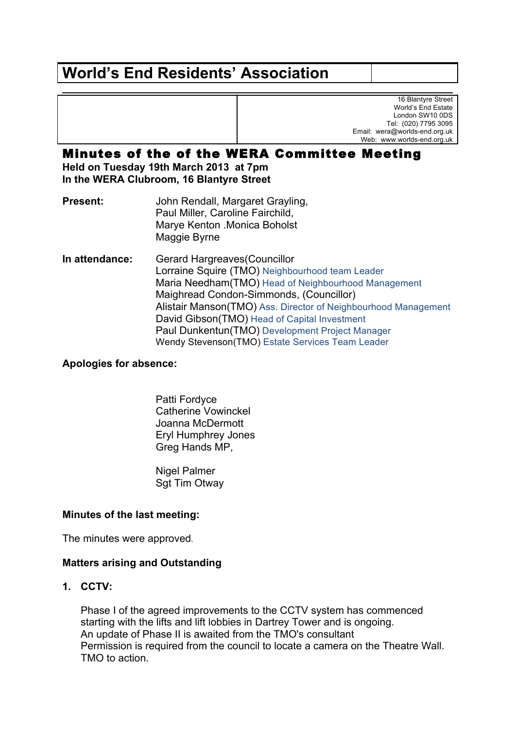# World's End Residents' Association

16 Blantyre Street
World's End Estate
London SW10 0DS
Tel: (020) 7795 3095
Email: wera@worlds-end.org.uk
Web: www.worlds-end.org.uk

## Minutes of the of the WERA Committee Meeting

**Held on Tuesday 19th March 2013 at 7pm**
**In the WERA Clubroom, 16 Blantyre Street**

**Present:** John Rendall, Margaret Grayling, Paul Miller, Caroline Fairchild, Marye Kenton .Monica Boholst Maggie Byrne

**In attendance:**
Gerard Hargreaves(Councillor
Lorraine Squire (TMO) Neighbourhood team Leader
Maria Needham(TMO) Head of Neighbourhood Management
Maighread Condon-Simmonds, (Councillor)
Alistair Manson(TMO) Ass. Director of Neighbourhood Management
David Gibson(TMO) Head of Capital Investment
Paul Dunkentun(TMO) Development Project Manager
Wendy Stevenson(TMO) Estate Services Team Leader

**Apologies for absence:**

Patti Fordyce
Catherine Vowinckel
Joanna McDermott
Eryl Humphrey Jones
Greg Hands MP,

Nigel Palmer
Sgt Tim Otway

**Minutes of the last meeting:**

The minutes were approved.

**Matters arising and Outstanding**

1. **CCTV:**

   Phase I of the agreed improvements to the CCTV system has commenced starting with the lifts and lift lobbies in Dartrey Tower and is ongoing.
   An update of Phase II is awaited from the TMO's consultant
   Permission is required from the council to locate a camera on the Theatre Wall.
   TMO to action.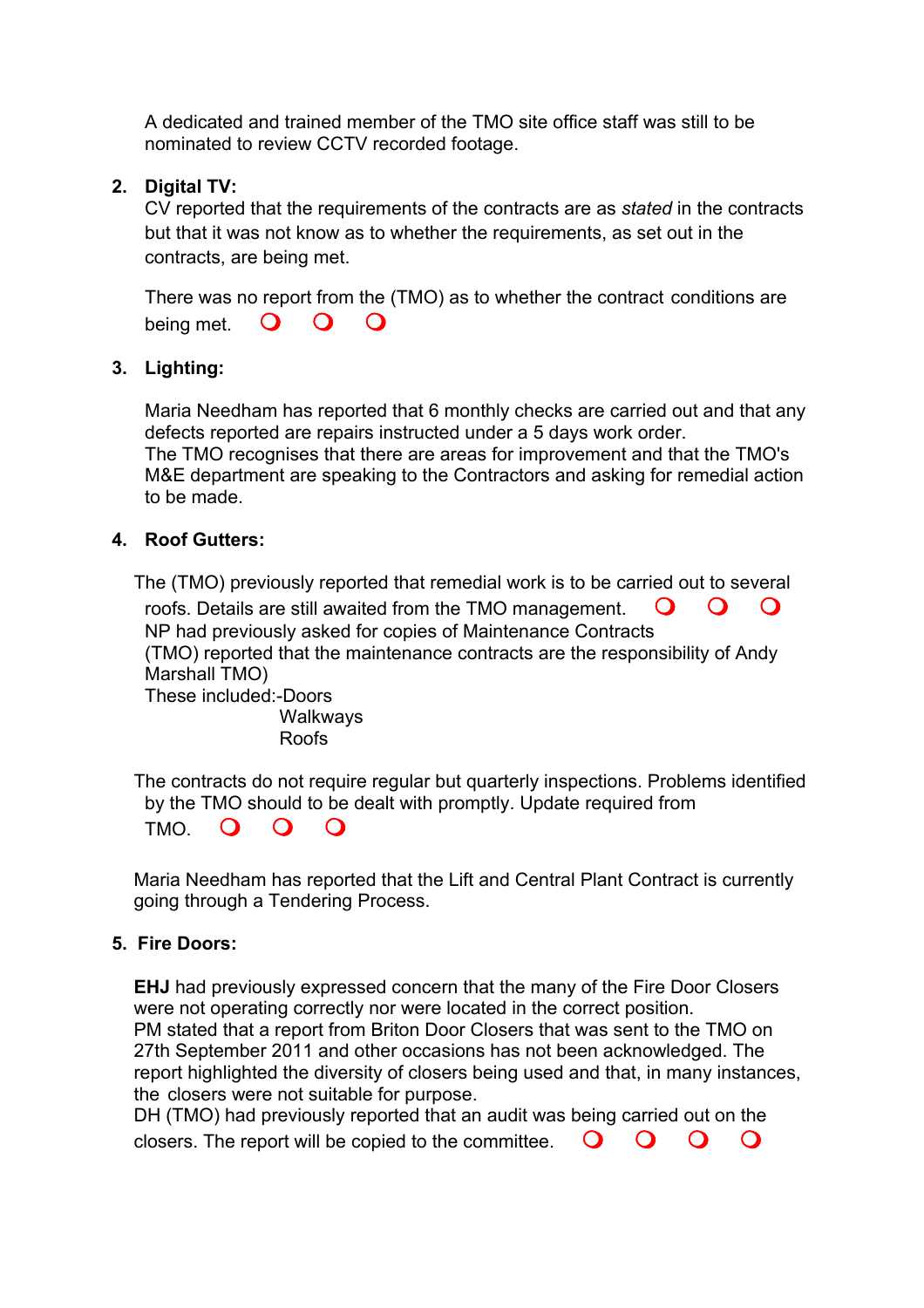A dedicated and trained member of the TMO site office staff was still to be nominated to review CCTV recorded footage.

2. **Digital TV:**

   CV reported that the requirements of the contracts are as *stated* in the contracts but that it was not know as to whether the requirements, as set out in the contracts, are being met.

   There was no report from the (TMO) as to whether the contract conditions are being met. ❍ ❍ ❍

3. **Lighting:**

   Maria Needham has reported that 6 monthly checks are carried out and that any defects reported are repairs instructed under a 5 days work order.
   The TMO recognises that there are areas for improvement and that the TMO's M&E department are speaking to the Contractors and asking for remedial action to be made.

4. **Roof Gutters:**

   The (TMO) previously reported that remedial work is to be carried out to several roofs. Details are still awaited from the TMO management. ❍ ❍ ❍
   NP had previously asked for copies of Maintenance Contracts
   (TMO) reported that the maintenance contracts are the responsibility of Andy Marshall TMO)
   These included:-Doors
   Walkways
   Roofs

   The contracts do not require regular but quarterly inspections. Problems identified by the TMO should to be dealt with promptly. Update required from TMO. ❍ ❍ ❍

   Maria Needham has reported that the Lift and Central Plant Contract is currently going through a Tendering Process.

5. **Fire Doors:**

   **EHJ** had previously expressed concern that the many of the Fire Door Closers were not operating correctly nor were located in the correct position.
   PM stated that a report from Briton Door Closers that was sent to the TMO on 27th September 2011 and other occasions has not been acknowledged. The report highlighted the diversity of closers being used and that, in many instances, the closers were not suitable for purpose.
   DH (TMO) had previously reported that an audit was being carried out on the closers. The report will be copied to the committee. ❍ ❍ ❍ ❍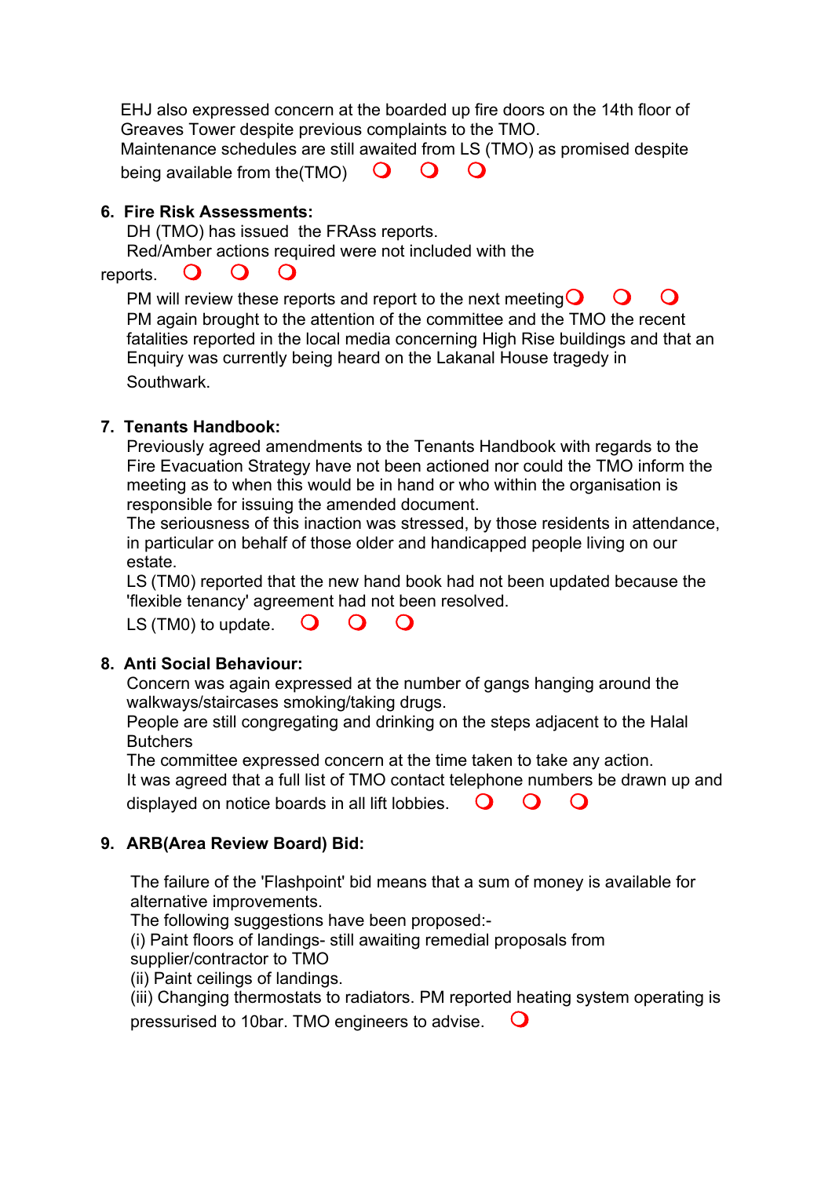EHJ also expressed concern at the boarded up fire doors on the 14th floor of Greaves Tower despite previous complaints to the TMO.
Maintenance schedules are still awaited from LS (TMO) as promised despite being available from the(TMO) ❍ ❍ ❍

6. **Fire Risk Assessments:**

DH (TMO) has issued the FRAss reports.
Red/Amber actions required were not included with the reports. ❍ ❍ ❍
PM will review these reports and report to the next meeting ❍ ❍ ❍
PM again brought to the attention of the committee and the TMO the recent fatalities reported in the local media concerning High Rise buildings and that an Enquiry was currently being heard on the Lakanal House tragedy in Southwark.

7. **Tenants Handbook:**

Previously agreed amendments to the Tenants Handbook with regards to the Fire Evacuation Strategy have not been actioned nor could the TMO inform the meeting as to when this would be in hand or who within the organisation is responsible for issuing the amended document.
The seriousness of this inaction was stressed, by those residents in attendance, in particular on behalf of those older and handicapped people living on our estate.
LS (TM0) reported that the new hand book had not been updated because the 'flexible tenancy' agreement had not been resolved.
LS (TM0) to update. ❍ ❍ ❍

8. **Anti Social Behaviour:**

Concern was again expressed at the number of gangs hanging around the walkways/staircases smoking/taking drugs.
People are still congregating and drinking on the steps adjacent to the Halal Butchers
The committee expressed concern at the time taken to take any action.
It was agreed that a full list of TMO contact telephone numbers be drawn up and displayed on notice boards in all lift lobbies. ❍ ❍ ❍

9. **ARB(Area Review Board) Bid:**

The failure of the 'Flashpoint' bid means that a sum of money is available for alternative improvements.
The following suggestions have been proposed:-
(i) Paint floors of landings- still awaiting remedial proposals from supplier/contractor to TMO
(ii) Paint ceilings of landings.
(iii) Changing thermostats to radiators. PM reported heating system operating is pressurised to 10bar. TMO engineers to advise. ❍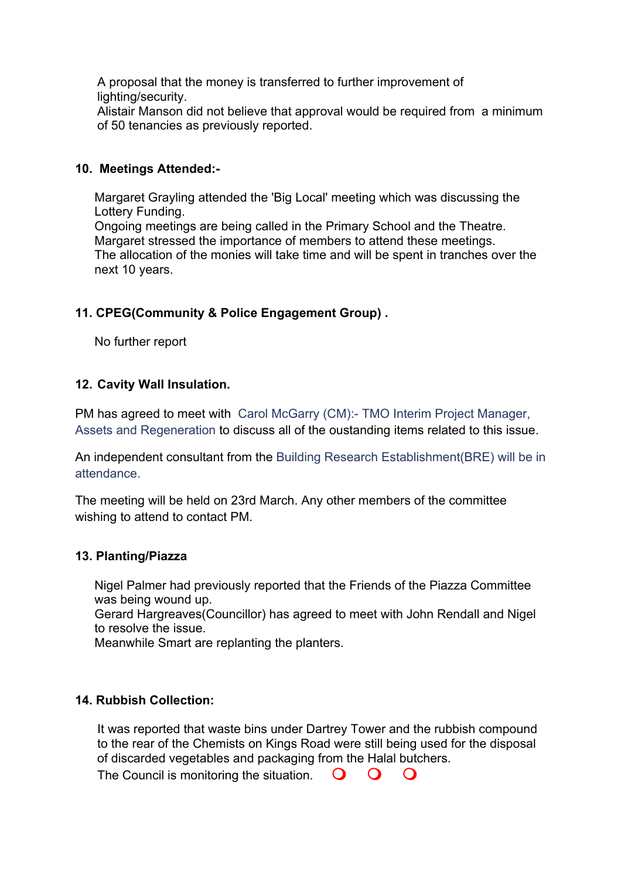A proposal that the money is transferred to further improvement of lighting/security.
Alistair Manson did not believe that approval would be required from a minimum of 50 tenancies as previously reported.

**10. Meetings Attended:-**

Margaret Grayling attended the 'Big Local' meeting which was discussing the Lottery Funding.
Ongoing meetings are being called in the Primary School and the Theatre.
Margaret stressed the importance of members to attend these meetings.
The allocation of the monies will take time and will be spent in tranches over the next 10 years.

**11. CPEG(Community & Police Engagement Group) .**

No further report

**12. Cavity Wall Insulation.**

PM has agreed to meet with Carol McGarry (CM):- TMO Interim Project Manager, Assets and Regeneration to discuss all of the oustanding items related to this issue.

An independent consultant from the Building Research Establishment(BRE) will be in attendance.

The meeting will be held on 23rd March. Any other members of the committee wishing to attend to contact PM.

**13. Planting/Piazza**

Nigel Palmer had previously reported that the Friends of the Piazza Committee was being wound up.
Gerard Hargreaves(Councillor) has agreed to meet with John Rendall and Nigel to resolve the issue.
Meanwhile Smart are replanting the planters.

**14. Rubbish Collection:**

It was reported that waste bins under Dartrey Tower and the rubbish compound to the rear of the Chemists on Kings Road were still being used for the disposal of discarded vegetables and packaging from the Halal butchers.
The Council is monitoring the situation.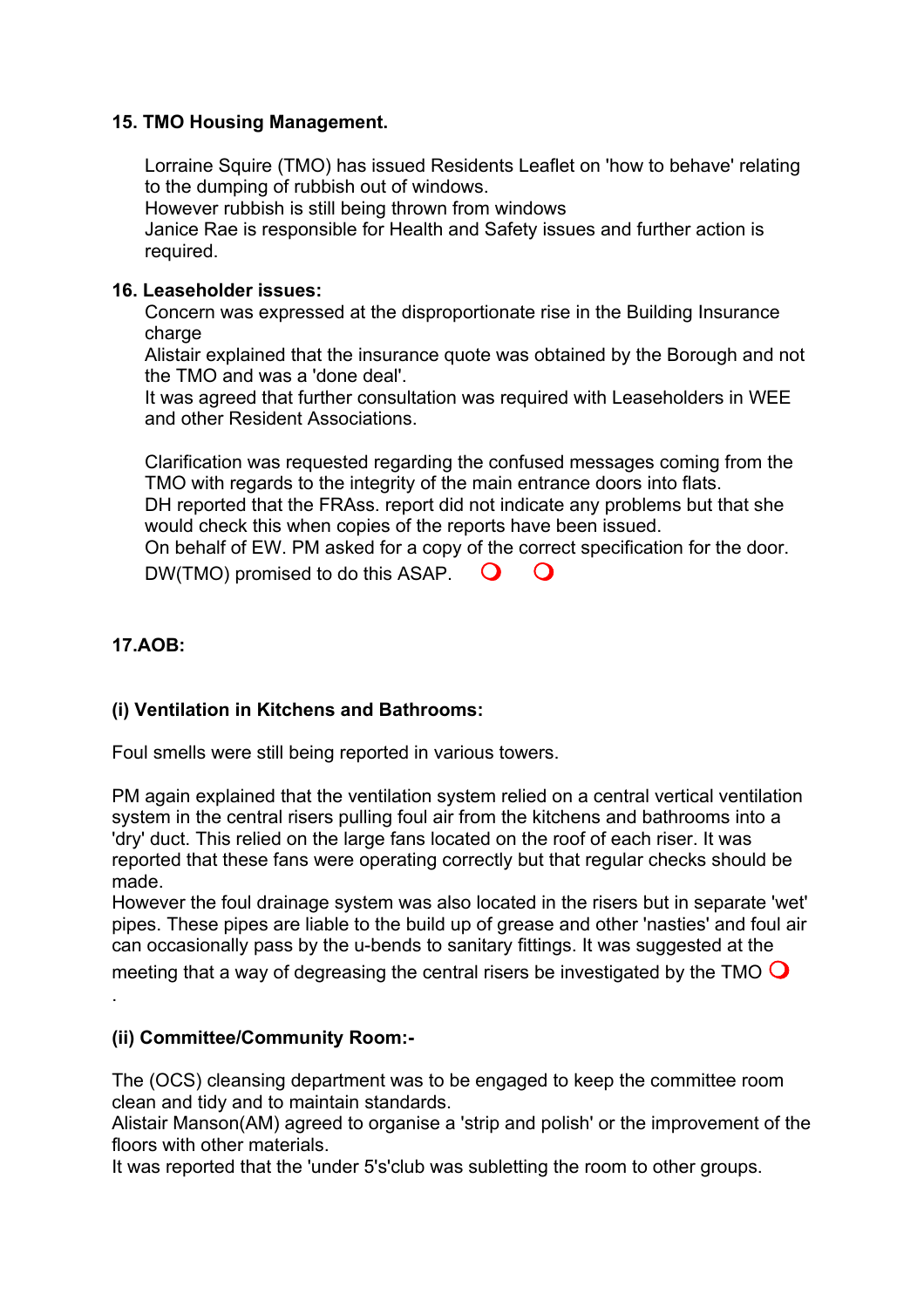**15. TMO Housing Management.**

Lorraine Squire (TMO) has issued Residents Leaflet on 'how to behave' relating to the dumping of rubbish out of windows.
However rubbish is still being thrown from windows
Janice Rae is responsible for Health and Safety issues and further action is required.

**16. Leaseholder issues:**

Concern was expressed at the disproportionate rise in the Building Insurance charge
Alistair explained that the insurance quote was obtained by the Borough and not the TMO and was a 'done deal'.
It was agreed that further consultation was required with Leaseholders in WEE and other Resident Associations.

Clarification was requested regarding the confused messages coming from the TMO with regards to the integrity of the main entrance doors into flats.
DH reported that the FRAss. report did not indicate any problems but that she would check this when copies of the reports have been issued.
On behalf of EW. PM asked for a copy of the correct specification for the door.
DW(TMO) promised to do this ASAP. ❍ ❍

**17.AOB:**

**(i) Ventilation in Kitchens and Bathrooms:**

Foul smells were still being reported in various towers.

PM again explained that the ventilation system relied on a central vertical ventilation system in the central risers pulling foul air from the kitchens and bathrooms into a 'dry' duct. This relied on the large fans located on the roof of each riser. It was reported that these fans were operating correctly but that regular checks should be made.
However the foul drainage system was also located in the risers but in separate 'wet' pipes. These pipes are liable to the build up of grease and other 'nasties' and foul air can occasionally pass by the u-bends to sanitary fittings. It was suggested at the meeting that a way of degreasing the central risers be investigated by the TMO ❍
.

**(ii) Committee/Community Room:-**

The (OCS) cleansing department was to be engaged to keep the committee room clean and tidy and to maintain standards.
Alistair Manson(AM) agreed to organise a 'strip and polish' or the improvement of the floors with other materials.
It was reported that the 'under 5's'club was subletting the room to other groups.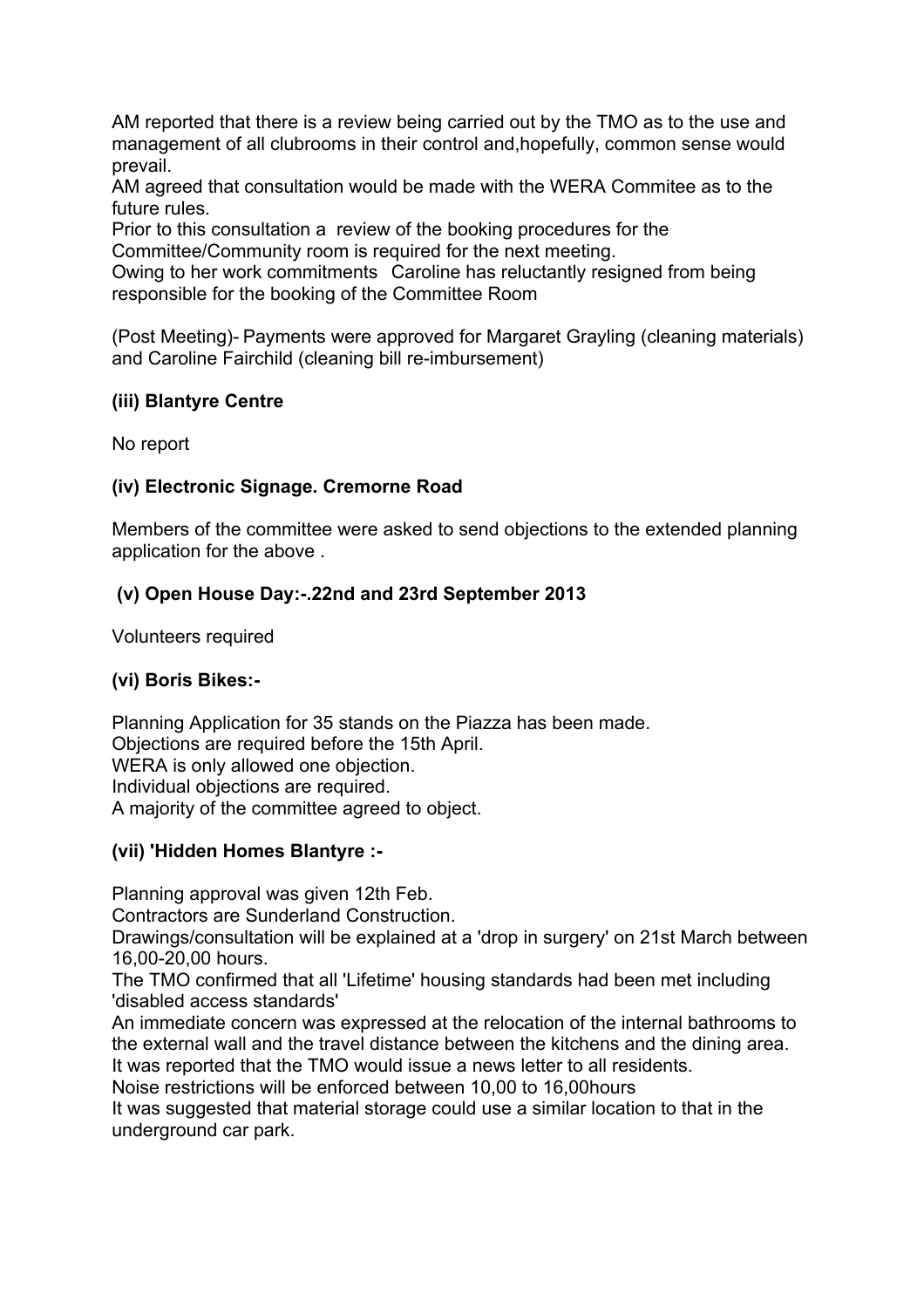AM reported that there is a review being carried out by the TMO as to the use and management of all clubrooms in their control and,hopefully, common sense would prevail.

AM agreed that consultation would be made with the WERA Commitee as to the future rules.

Prior to this consultation a review of the booking procedures for the Committee/Community room is required for the next meeting.

Owing to her work commitments Caroline has reluctantly resigned from being responsible for the booking of the Committee Room

(Post Meeting)- Payments were approved for Margaret Grayling (cleaning materials) and Caroline Fairchild (cleaning bill re-imbursement)

**(iii) Blantyre Centre**

No report

**(iv) Electronic Signage. Cremorne Road**

Members of the committee were asked to send objections to the extended planning application for the above .

**(v) Open House Day:-.22nd and 23rd September 2013**

Volunteers required

**(vi) Boris Bikes:-**

Planning Application for 35 stands on the Piazza has been made.

Objections are required before the 15th April.

WERA is only allowed one objection.

Individual objections are required.

A majority of the committee agreed to object.

**(vii) 'Hidden Homes Blantyre :-**

Planning approval was given 12th Feb.

Contractors are Sunderland Construction.

Drawings/consultation will be explained at a 'drop in surgery' on 21st March between 16,00-20,00 hours.

The TMO confirmed that all 'Lifetime' housing standards had been met including 'disabled access standards'

An immediate concern was expressed at the relocation of the internal bathrooms to the external wall and the travel distance between the kitchens and the dining area.

It was reported that the TMO would issue a news letter to all residents.

Noise restrictions will be enforced between 10,00 to 16,00hours

It was suggested that material storage could use a similar location to that in the underground car park.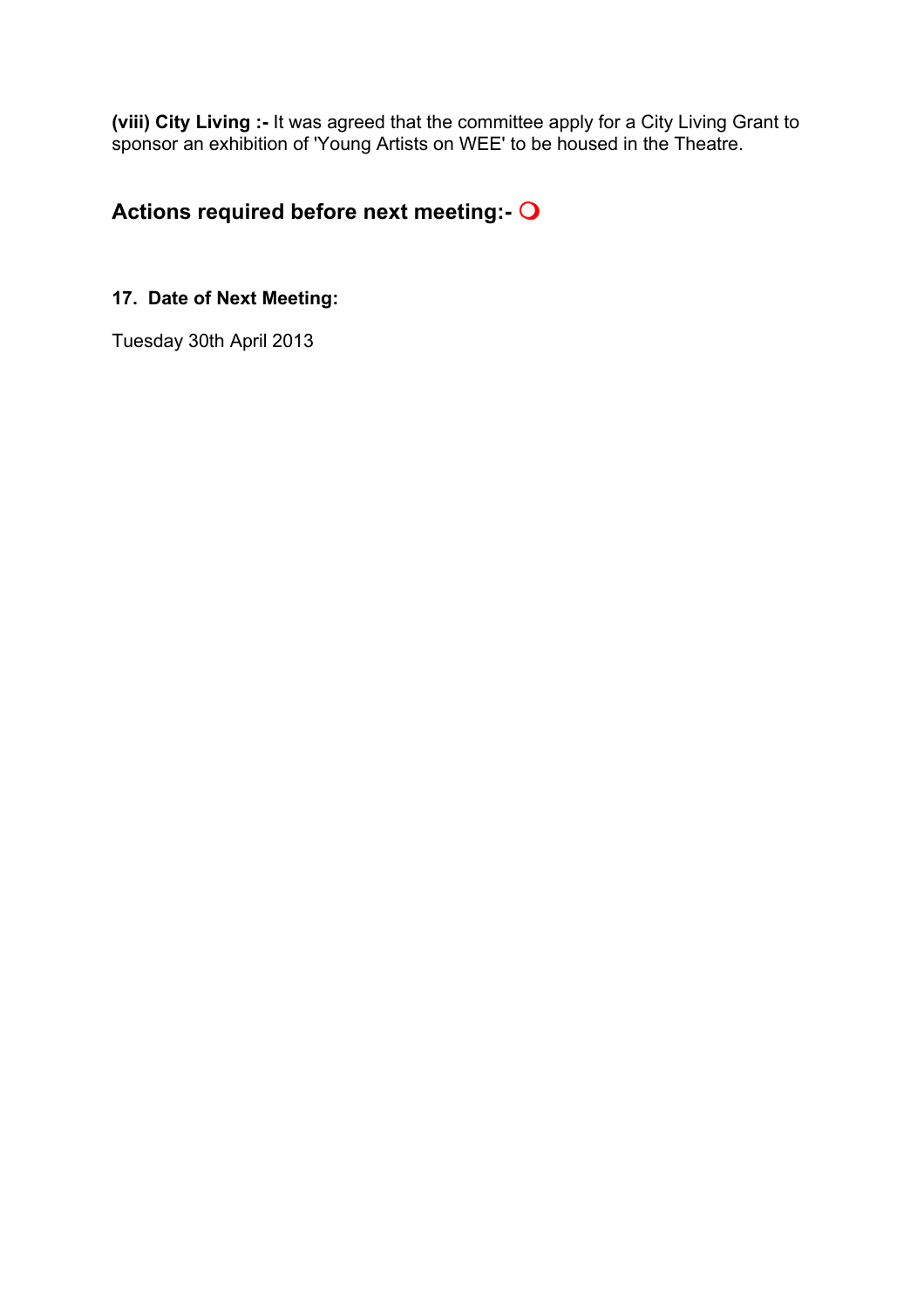**(viii) City Living :-** It was agreed that the committee apply for a City Living Grant to sponsor an exhibition of 'Young Artists on WEE' to be housed in the Theatre.

## Actions required before next meeting:- ❍

### 17. Date of Next Meeting:

Tuesday 30th April 2013